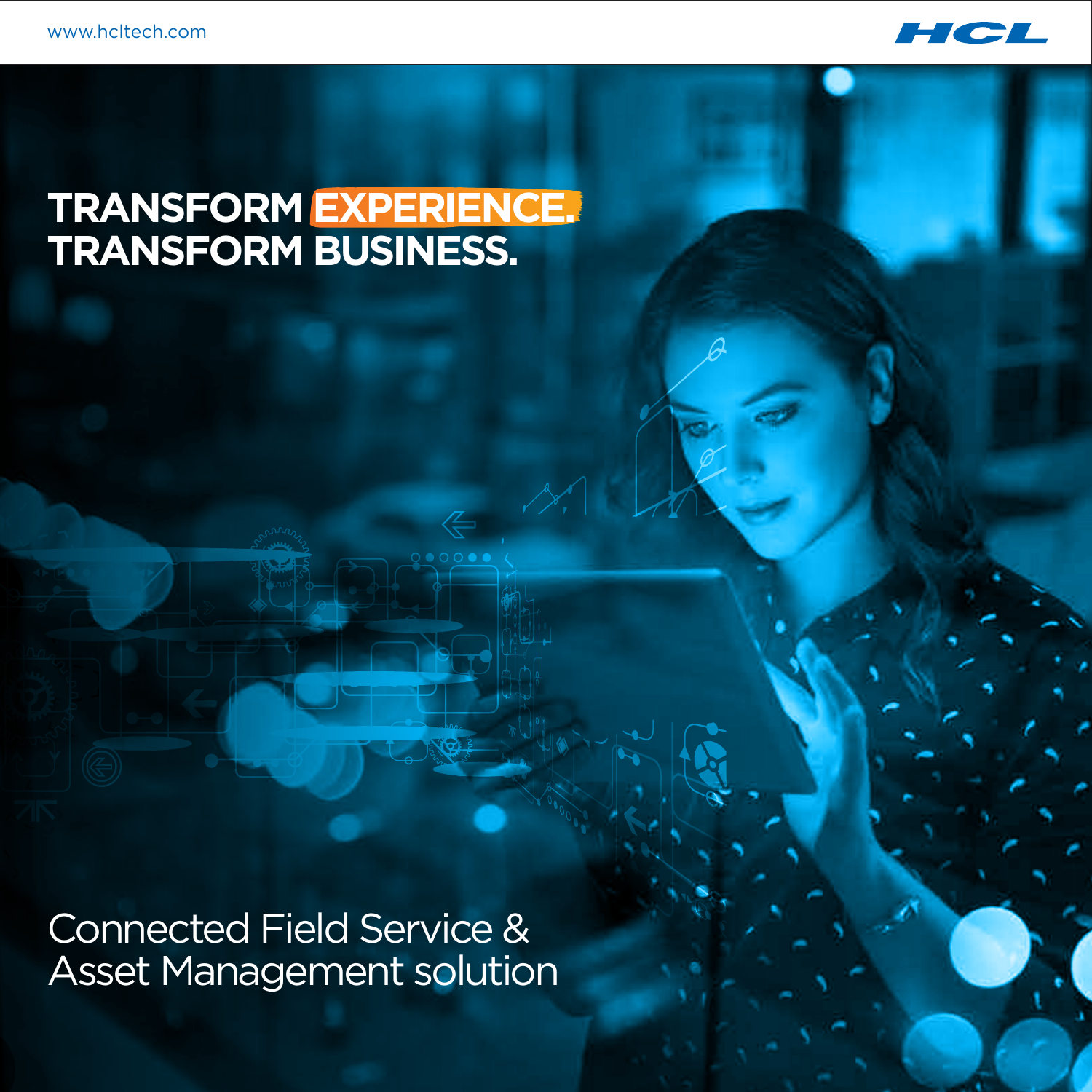www.hcltech.com

# TRANSFORM EXPERIENCE. TRANSFORM BUSINESS.

## Connected Field Service & Asset Management solution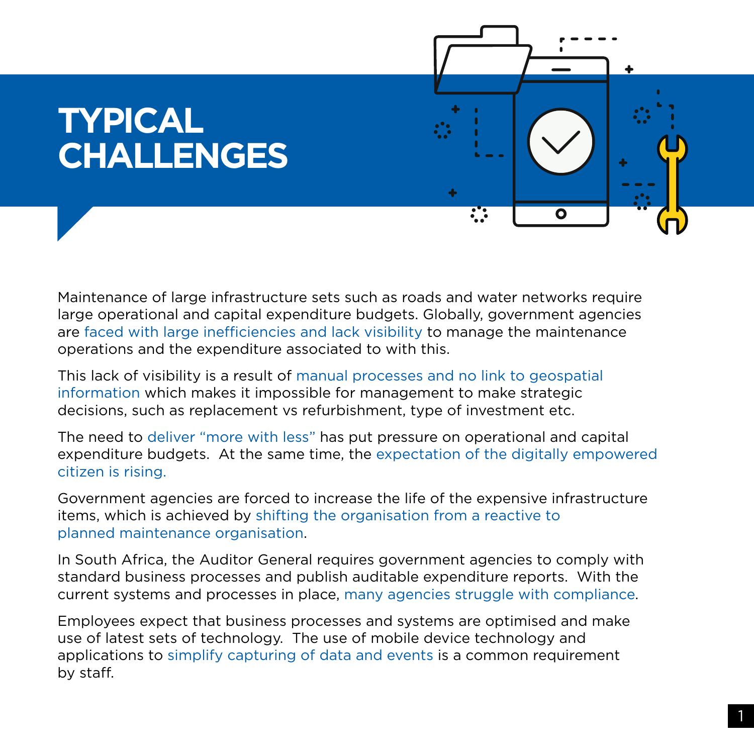# TYPICAL CHALLENGES

Maintenance of large infrastructure sets such as roads and water networks require large operational and capital expenditure budgets. Globally, government agencies are faced with large inefficiencies and lack visibility to manage the maintenance operations and the expenditure associated to with this.

This lack of visibility is a result of manual processes and no link to geospatial information which makes it impossible for management to make strategic decisions, such as replacement vs refurbishment, type of investment etc.

The need to deliver "more with less" has put pressure on operational and capital expenditure budgets. At the same time, the expectation of the digitally empowered citizen is rising.

Government agencies are forced to increase the life of the expensive infrastructure items, which is achieved by shifting the organisation from a reactive to planned maintenance organisation.

In South Africa, the Auditor General requires government agencies to comply with standard business processes and publish auditable expenditure reports. With the current systems and processes in place, many agencies struggle with compliance.

Employees expect that business processes and systems are optimised and make use of latest sets of technology. The use of mobile device technology and applications to simplify capturing of data and events is a common requirement by staff.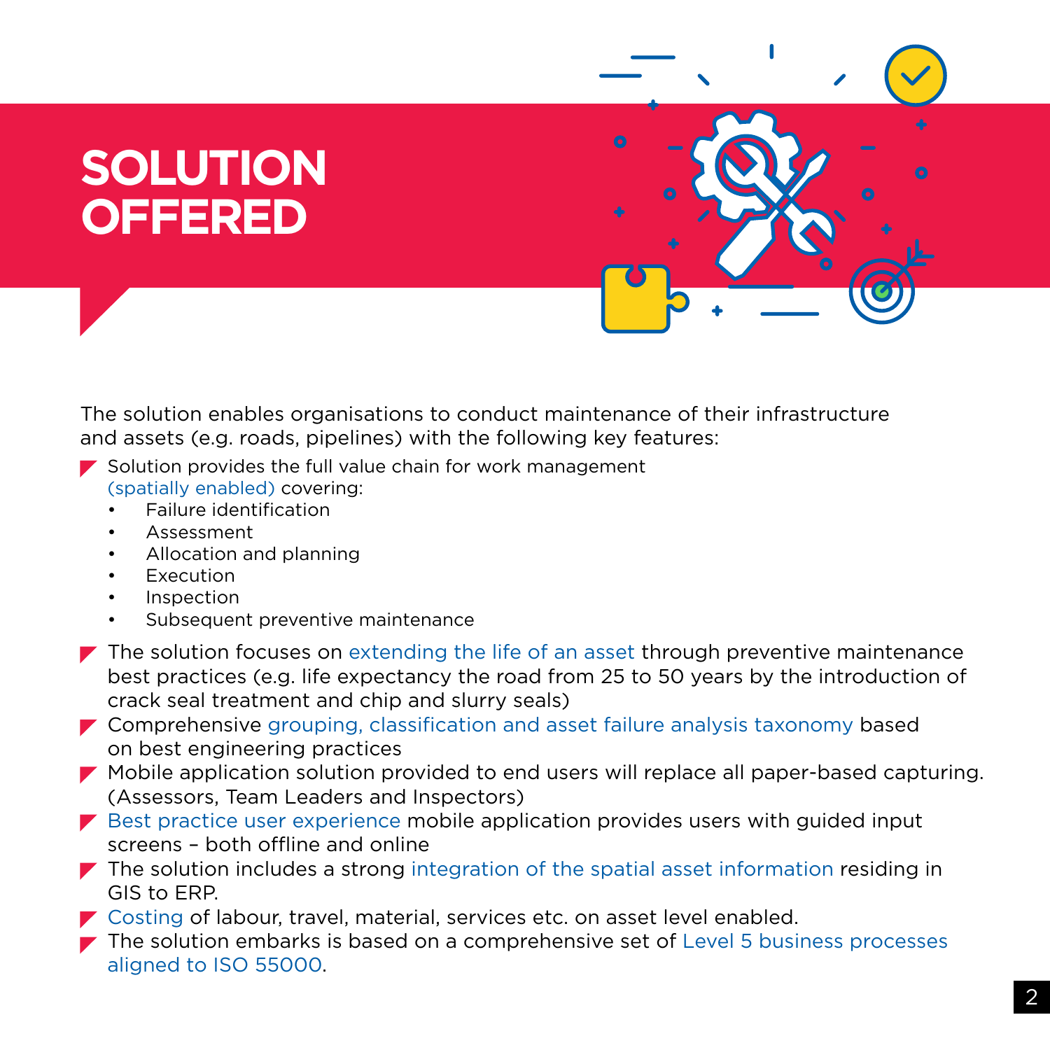# SOLUTION OFFERED

The solution enables organisations to conduct maintenance of their infrastructure and assets (e.g. roads, pipelines) with the following key features:

- Solution provides the full value chain for work management (spatially enabled) covering:
  - Failure identification
  - Assessment
  - Allocation and planning
  - Execution
  - Inspection
  - Subsequent preventive maintenance
- The solution focuses on extending the life of an asset through preventive maintenance best practices (e.g. life expectancy the road from 25 to 50 years by the introduction of crack seal treatment and chip and slurry seals)
- Comprehensive grouping, classification and asset failure analysis taxonomy based on best engineering practices
- Mobile application solution provided to end users will replace all paper-based capturing. (Assessors, Team Leaders and Inspectors)
- Best practice user experience mobile application provides users with guided input screens – both offline and online
- The solution includes a strong integration of the spatial asset information residing in GIS to ERP.
- Costing of labour, travel, material, services etc. on asset level enabled.
- The solution embarks is based on a comprehensive set of Level 5 business processes aligned to ISO 55000.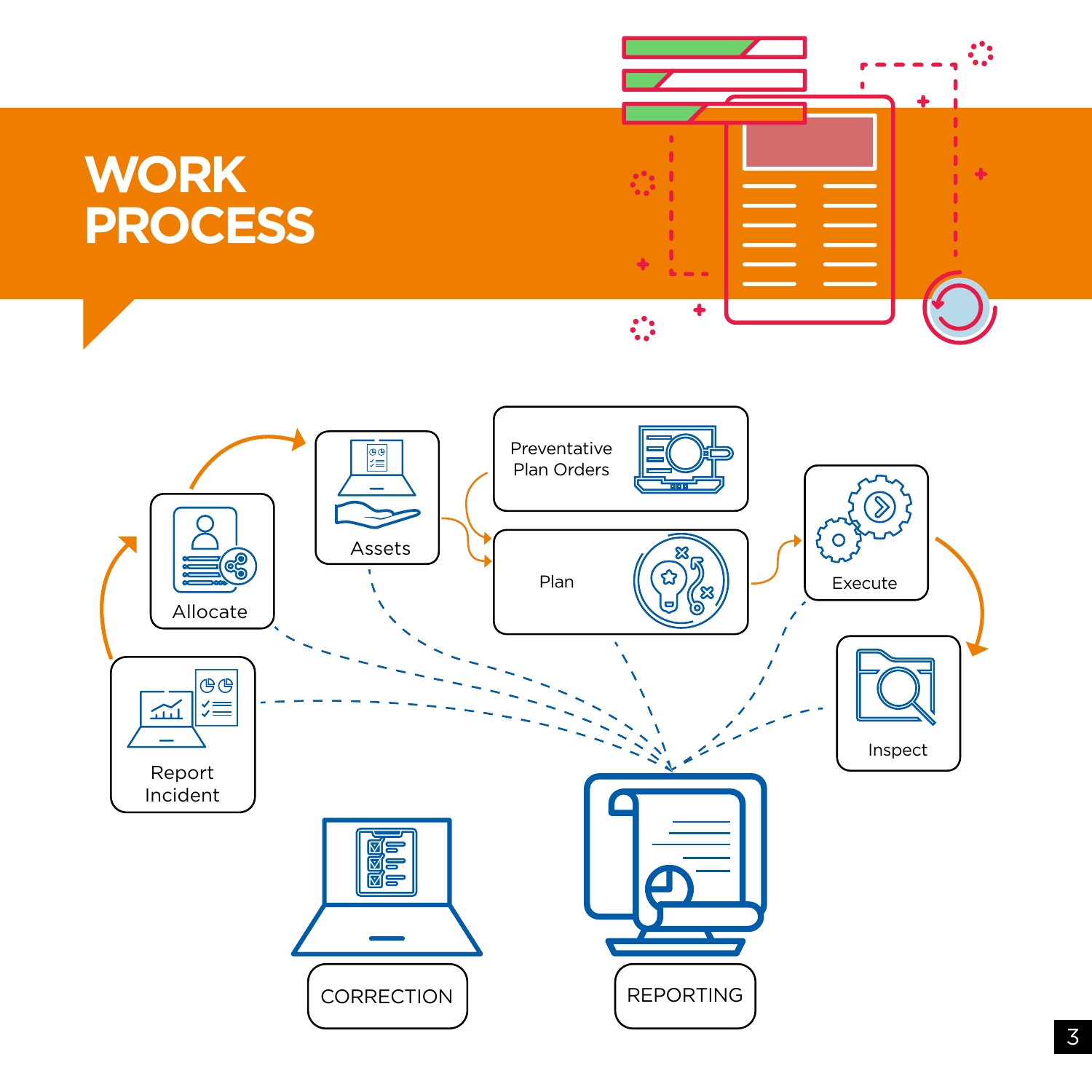# WORK PROCESS

Allocate

Assets

Preventative Plan Orders

Plan

Execute

Inspect

Report Incident

CORRECTION

REPORTING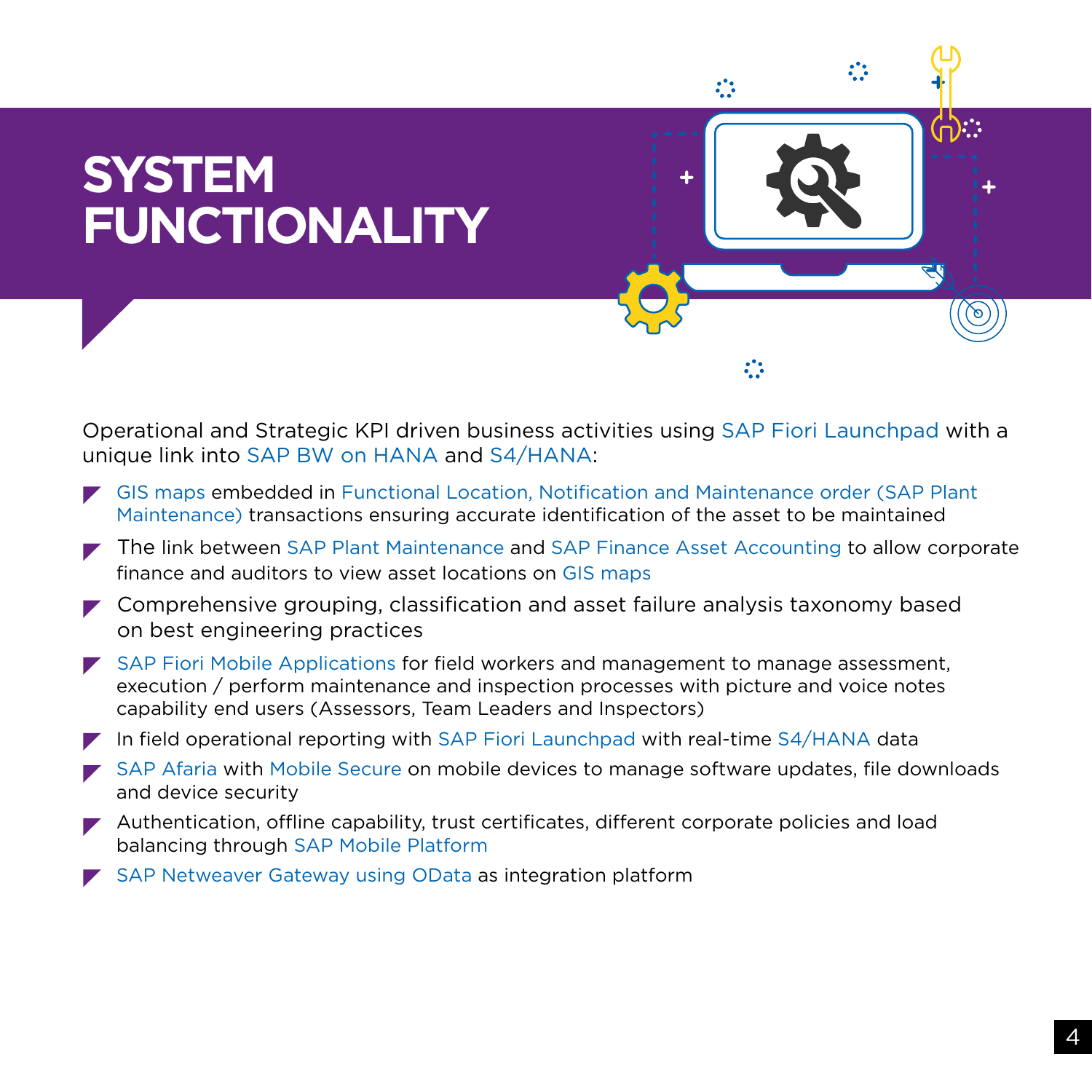# SYSTEM FUNCTIONALITY

Operational and Strategic KPI driven business activities using SAP Fiori Launchpad with a unique link into SAP BW on HANA and S4/HANA:

- GIS maps embedded in Functional Location, Notification and Maintenance order (SAP Plant Maintenance) transactions ensuring accurate identification of the asset to be maintained
- The link between SAP Plant Maintenance and SAP Finance Asset Accounting to allow corporate finance and auditors to view asset locations on GIS maps
- Comprehensive grouping, classification and asset failure analysis taxonomy based on best engineering practices
- SAP Fiori Mobile Applications for field workers and management to manage assessment, execution / perform maintenance and inspection processes with picture and voice notes capability end users (Assessors, Team Leaders and Inspectors)
- In field operational reporting with SAP Fiori Launchpad with real-time S4/HANA data
- SAP Afaria with Mobile Secure on mobile devices to manage software updates, file downloads and device security
- Authentication, offline capability, trust certificates, different corporate policies and load balancing through SAP Mobile Platform
- SAP Netweaver Gateway using OData as integration platform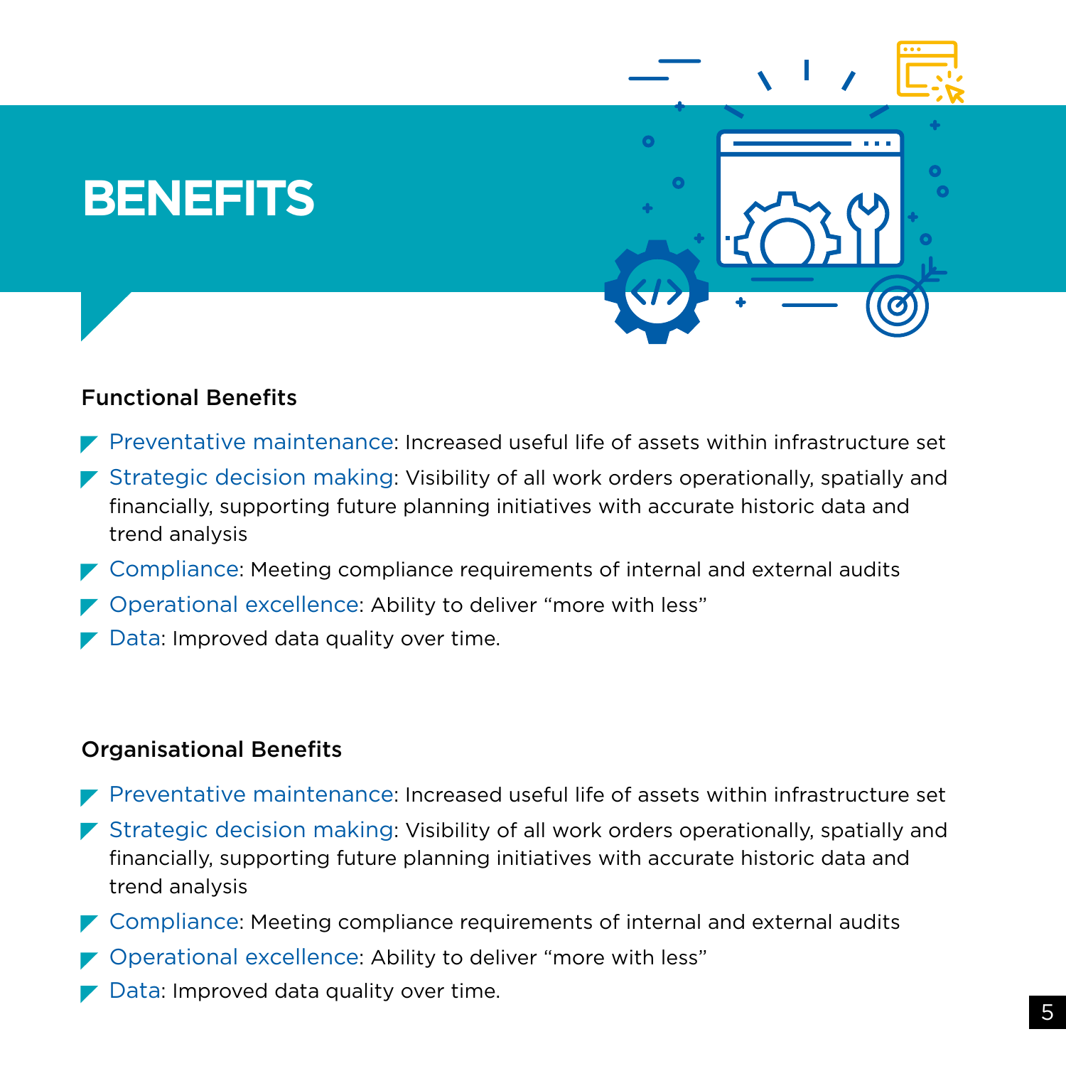# BENEFITS

### Functional Benefits

- Preventative maintenance: Increased useful life of assets within infrastructure set
- Strategic decision making: Visibility of all work orders operationally, spatially and financially, supporting future planning initiatives with accurate historic data and trend analysis
- Compliance: Meeting compliance requirements of internal and external audits
- Operational excellence: Ability to deliver "more with less"
- Data: Improved data quality over time.

### Organisational Benefits

- Preventative maintenance: Increased useful life of assets within infrastructure set
- Strategic decision making: Visibility of all work orders operationally, spatially and financially, supporting future planning initiatives with accurate historic data and trend analysis
- Compliance: Meeting compliance requirements of internal and external audits
- Operational excellence: Ability to deliver "more with less"
- Data: Improved data quality over time.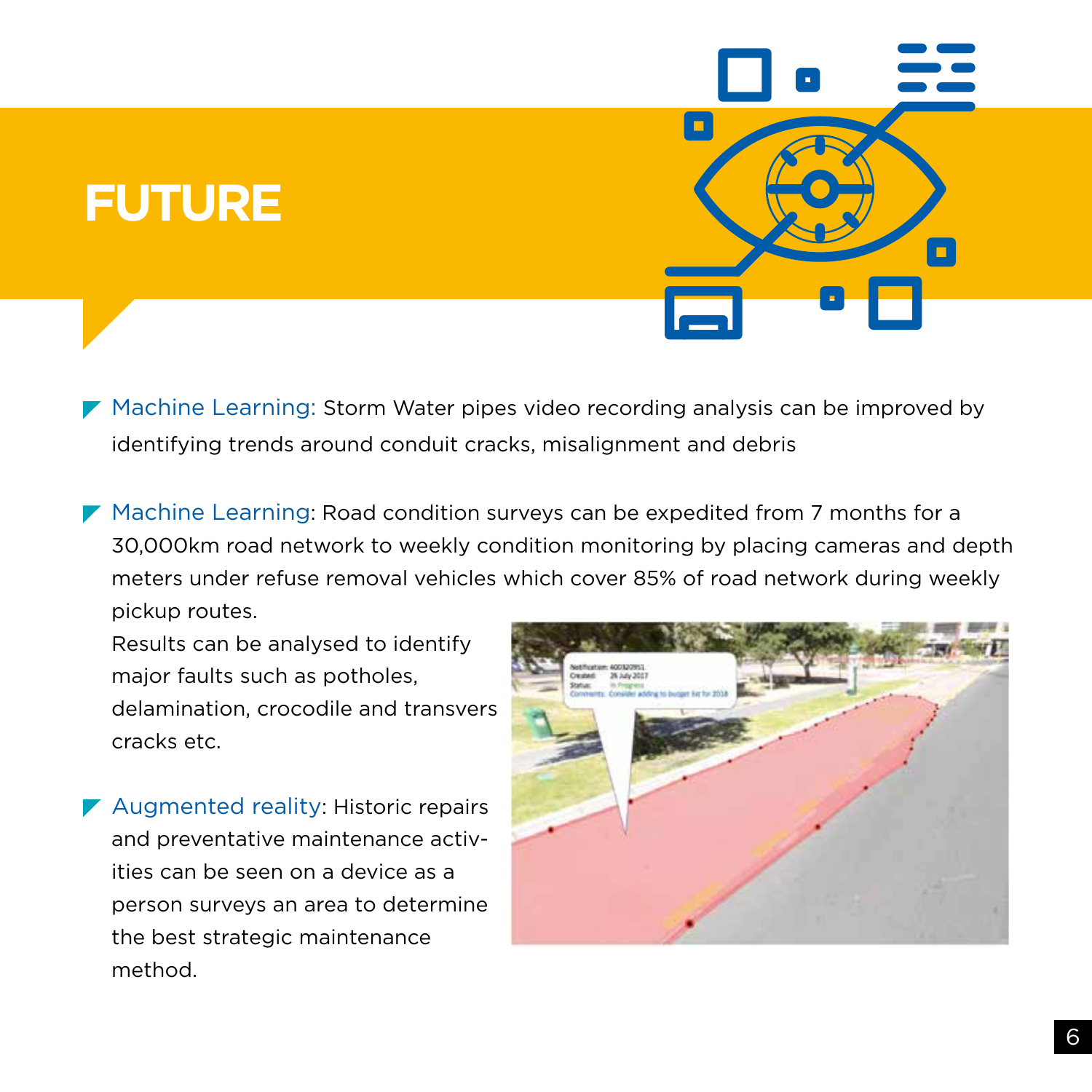# FUTURE

- Machine Learning: Storm Water pipes video recording analysis can be improved by identifying trends around conduit cracks, misalignment and debris

- Machine Learning: Road condition surveys can be expedited from 7 months for a 30,000km road network to weekly condition monitoring by placing cameras and depth meters under refuse removal vehicles which cover 85% of road network during weekly pickup routes.

  Results can be analysed to identify major faults such as potholes, delamination, crocodile and transvers cracks etc.

- Augmented reality: Historic repairs and preventative maintenance activities can be seen on a device as a person surveys an area to determine the best strategic maintenance method.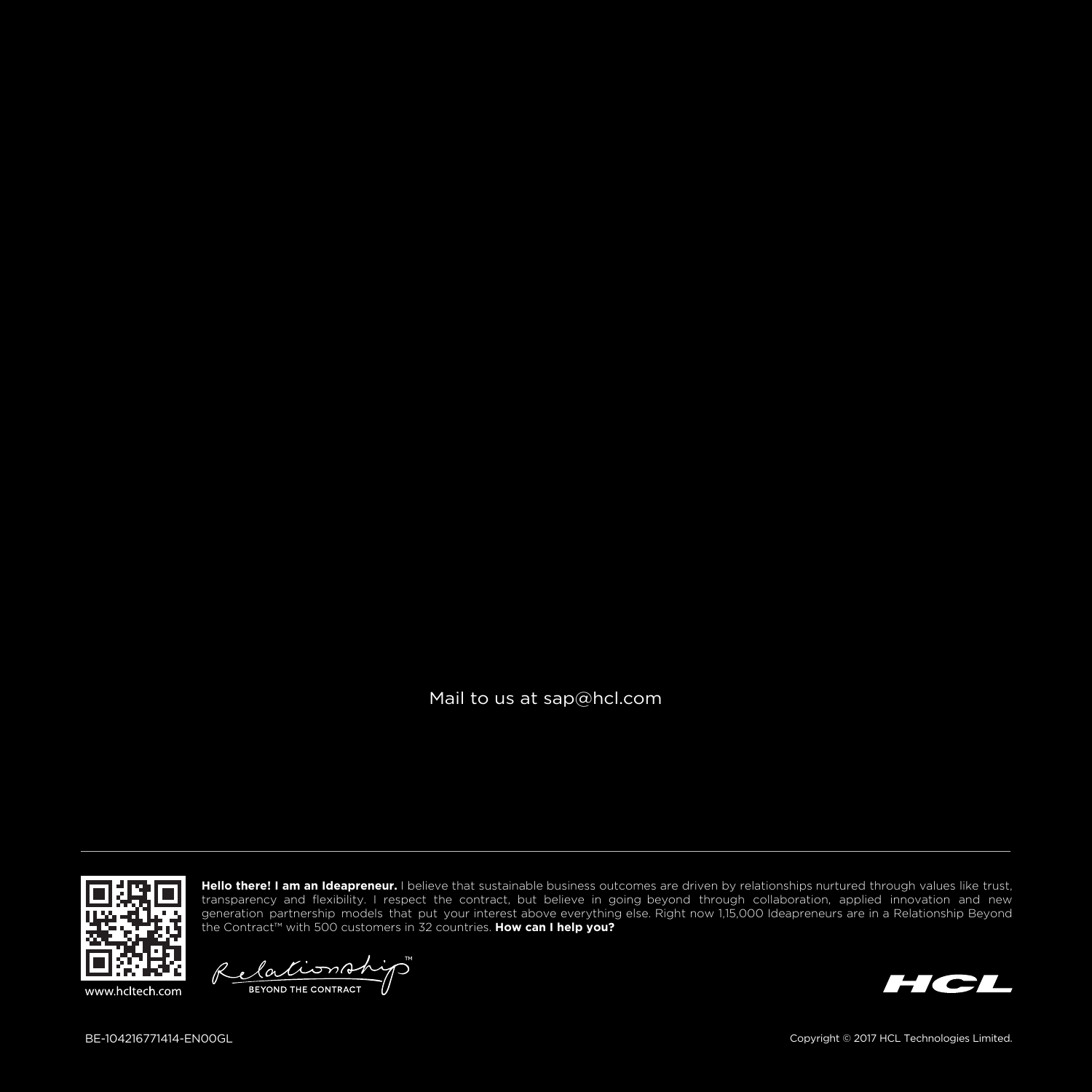Mail to us at sap@hcl.com

www.hcltech.com

**Hello there! I am an Ideapreneur.** I believe that sustainable business outcomes are driven by relationships nurtured through values like trust, transparency and flexibility. I respect the contract, but believe in going beyond through collaboration, applied innovation and new generation partnership models that put your interest above everything else. Right now 1,15,000 Ideapreneurs are in a Relationship Beyond the Contract™ with 500 customers in 32 countries. **How can I help you?**

Relationship™ BEYOND THE CONTRACT

HCL

BE-104216771414-EN00GL

Copyright © 2017 HCL Technologies Limited.